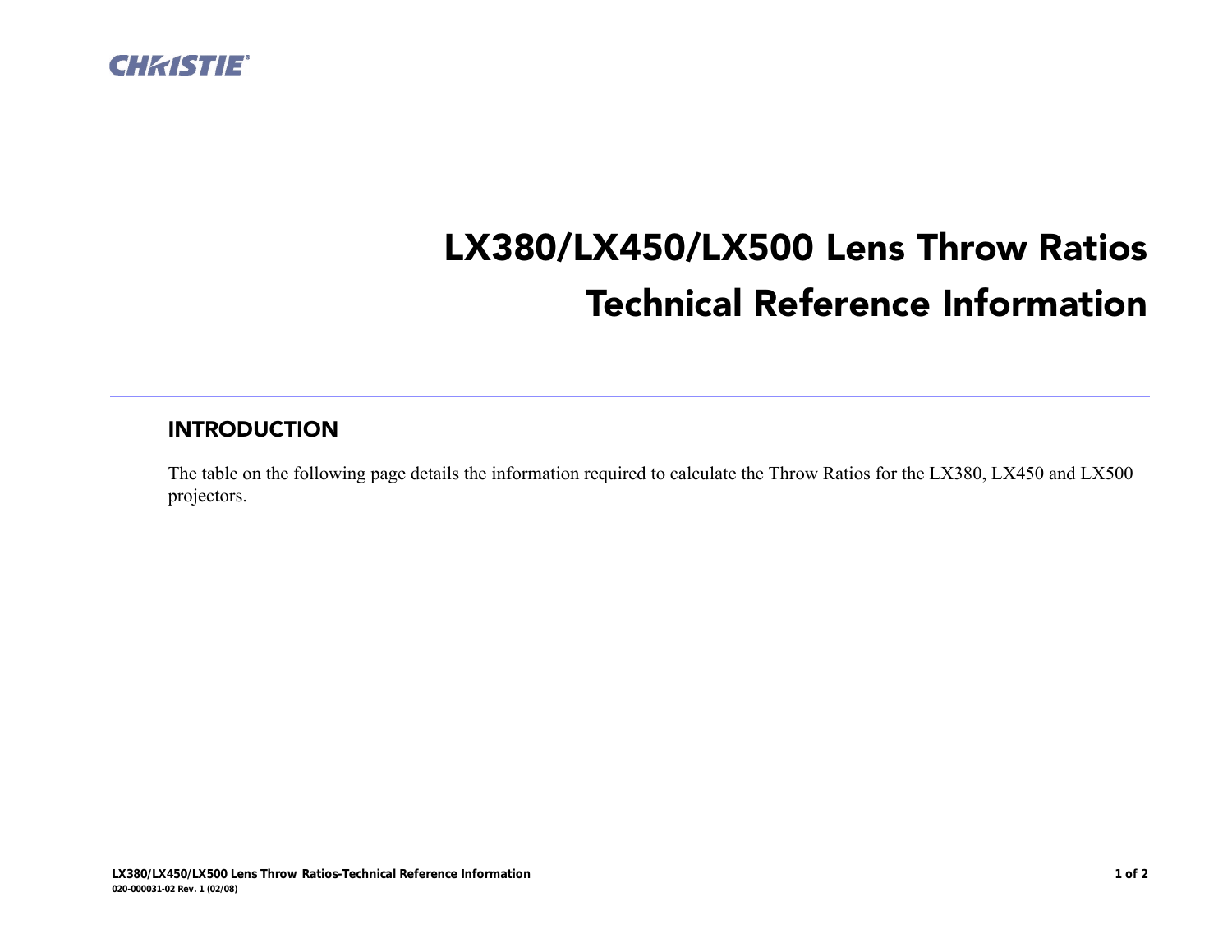# LX380/LX450/LX500 Lens Throw Ratios
# Technical Reference Information

## INTRODUCTION

The table on the following page details the information required to calculate the Throw Ratios for the LX380, LX450 and LX500 projectors.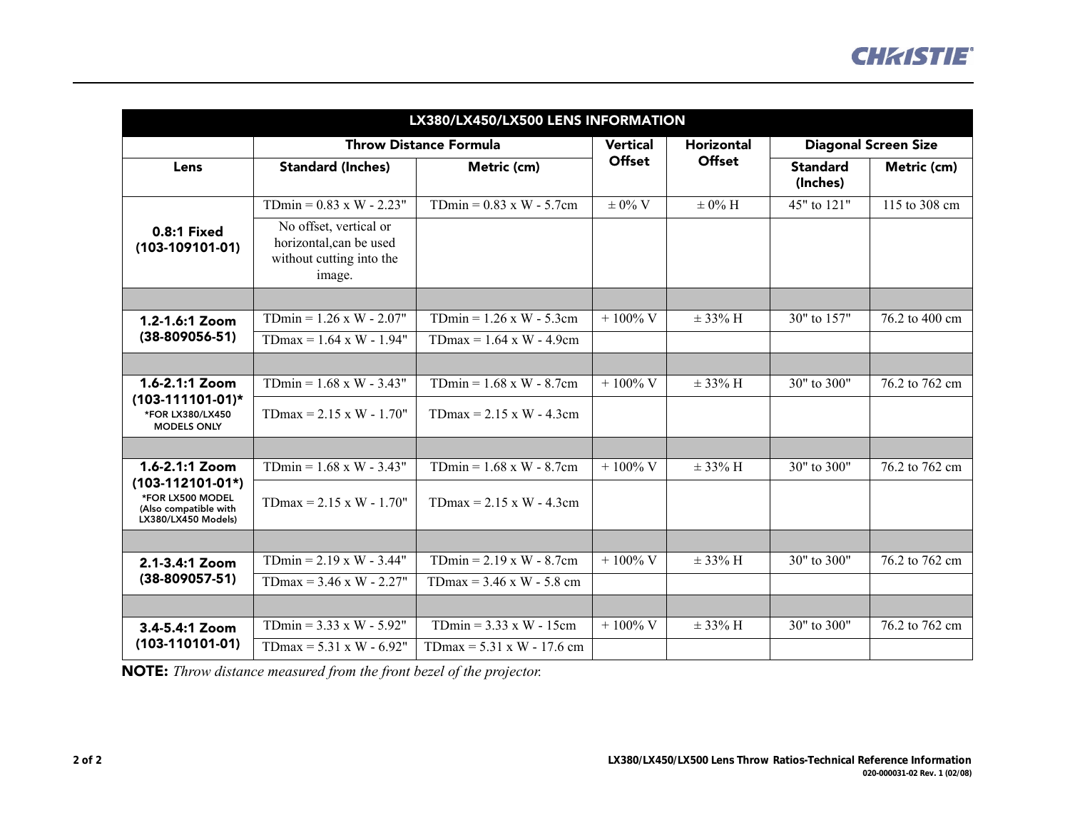| LX380/LX450/LX500 LENS INFORMATION | | | | | | |
|---|---|---|---|---|---|---|
| | Throw Distance Formula | | Vertical Offset | Horizontal Offset | Diagonal Screen Size | |
| Lens | Standard (Inches) | Metric (cm) | | | Standard (Inches) | Metric (cm) |
| **0.8:1 Fixed (103-109101-01)** | TDmin = 0.83 x W - 2.23" | TDmin = 0.83 x W - 5.7cm | ± 0% V | ± 0% H | 45" to 121" | 115 to 308 cm |
| | No offset, vertical or horizontal,can be used without cutting into the image. | | | | | |
| | | | | | | |
| **1.2-1.6:1 Zoom (38-809056-51)** | TDmin = 1.26 x W - 2.07" | TDmin = 1.26 x W - 5.3cm | + 100% V | ± 33% H | 30" to 157" | 76.2 to 400 cm |
| | TDmax = 1.64 x W - 1.94" | TDmax = 1.64 x W - 4.9cm | | | | |
| | | | | | | |
| **1.6-2.1:1 Zoom (103-111101-01)*** *FOR LX380/LX450 MODELS ONLY | TDmin = 1.68 x W - 3.43" | TDmin = 1.68 x W - 8.7cm | + 100% V | ± 33% H | 30" to 300" | 76.2 to 762 cm |
| | TDmax = 2.15 x W - 1.70" | TDmax = 2.15 x W - 4.3cm | | | | |
| | | | | | | |
| **1.6-2.1:1 Zoom (103-112101-01*)** *FOR LX500 MODEL (Also compatible with LX380/LX450 Models) | TDmin = 1.68 x W - 3.43" | TDmin = 1.68 x W - 8.7cm | + 100% V | ± 33% H | 30" to 300" | 76.2 to 762 cm |
| | TDmax = 2.15 x W - 1.70" | TDmax = 2.15 x W - 4.3cm | | | | |
| | | | | | | |
| **2.1-3.4:1 Zoom (38-809057-51)** | TDmin = 2.19 x W - 3.44" | TDmin = 2.19 x W - 8.7cm | + 100% V | ± 33% H | 30" to 300" | 76.2 to 762 cm |
| | TDmax = 3.46 x W - 2.27" | TDmax = 3.46 x W - 5.8 cm | | | | |
| | | | | | | |
| **3.4-5.4:1 Zoom (103-110101-01)** | TDmin = 3.33 x W - 5.92" | TDmin = 3.33 x W - 15cm | + 100% V | ± 33% H | 30" to 300" | 76.2 to 762 cm |
| | TDmax = 5.31 x W - 6.92" | TDmax = 5.31 x W - 17.6 cm | | | | |

**NOTE:** *Throw distance measured from the front bezel of the projector.*